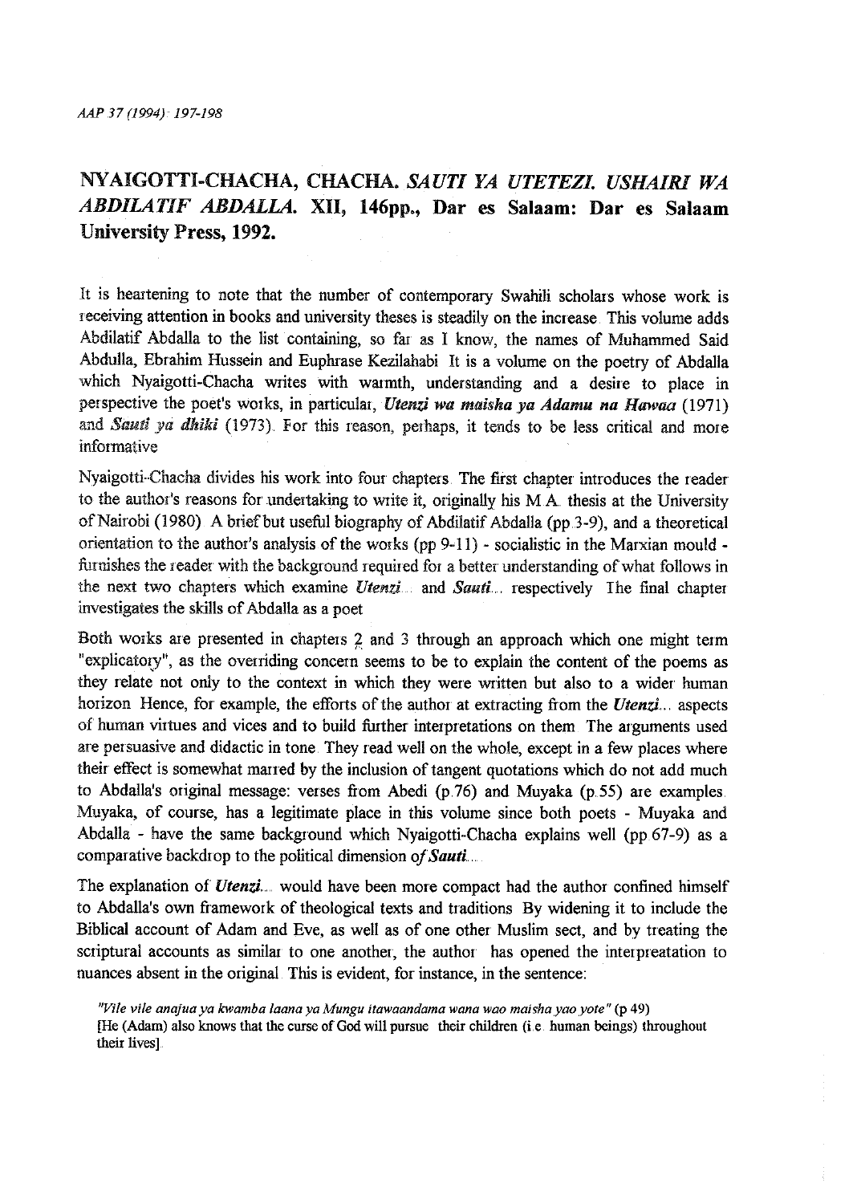## NYAIGOTTI-CHACHA, CHACHA. *SAUTI YA UTETEZI. USHAIRI WA ABDILATIF ABDALLA.* XII, 146pp., Dar es Salaam: Dar es Salaam University Press, 1992.

It is heartening to note that the number of contemporary Swahili scholars whose work is receiving attention in books and university theses is steadily on the increase. This volume adds Abdilatif Abdalla to the list containing, so far as I know, the names of Muhammed Said Abdulla, Ebrahim Hussein and Euphrase Kezilahabi. It is a volume on the poetry of Abdalla which Nyaigotti-Chacha writes with warmth, understanding and a desire to place in perspective the poet's works, in particular, ***Utenzi wa maisha ya Adamu na Hawaa*** (1971) and ***Sauti ya dhiki*** (1973). For this reason, perhaps, it tends to be less critical and more informative

Nyaigotti-Chacha divides his work into four chapters. The first chapter introduces the reader to the author's reasons for undertaking to write it, originally his M.A. thesis at the University of Nairobi (1980). A brief but useful biography of Abdilatif Abdalla (pp.3-9), and a theoretical orientation to the author's analysis of the works (pp 9-11) - socialistic in the Marxian mould - furnishes the reader with the background required for a better understanding of what follows in the next two chapters which examine ***Utenzi...*** and ***Sauti...*** respectively. The final chapter investigates the skills of Abdalla as a poet

Both works are presented in chapters 2 and 3 through an approach which one might term "explicatory", as the overriding concern seems to be to explain the content of the poems as they relate not only to the context in which they were written but also to a wider human horizon. Hence, for example, the efforts of the author at extracting from the ***Utenzi...*** aspects of human virtues and vices and to build further interpretations on them. The arguments used are persuasive and didactic in tone. They read well on the whole, except in a few places where their effect is somewhat marred by the inclusion of tangent quotations which do not add much to Abdalla's original message: verses from Abedi (p.76) and Muyaka (p.55) are examples. Muyaka, of course, has a legitimate place in this volume since both poets - Muyaka and Abdalla - have the same background which Nyaigotti-Chacha explains well (pp 67-9) as a comparative backdrop to the political dimension *of **Sauti...***

The explanation of ***Utenzi...*** would have been more compact had the author confined himself to Abdalla's own framework of theological texts and traditions. By widening it to include the Biblical account of Adam and Eve, as well as of one other Muslim sect, and by treating the scriptural accounts as similar to one another, the author has opened the interpreatation to nuances absent in the original. This is evident, for instance, in the sentence:

> *"Vile vile anajua ya kwamba laana ya Mungu itawaandama wana wao maisha yao yote"* (p 49)
> [He (Adam) also knows that the curse of God will pursue their children (i.e. human beings) throughout their lives].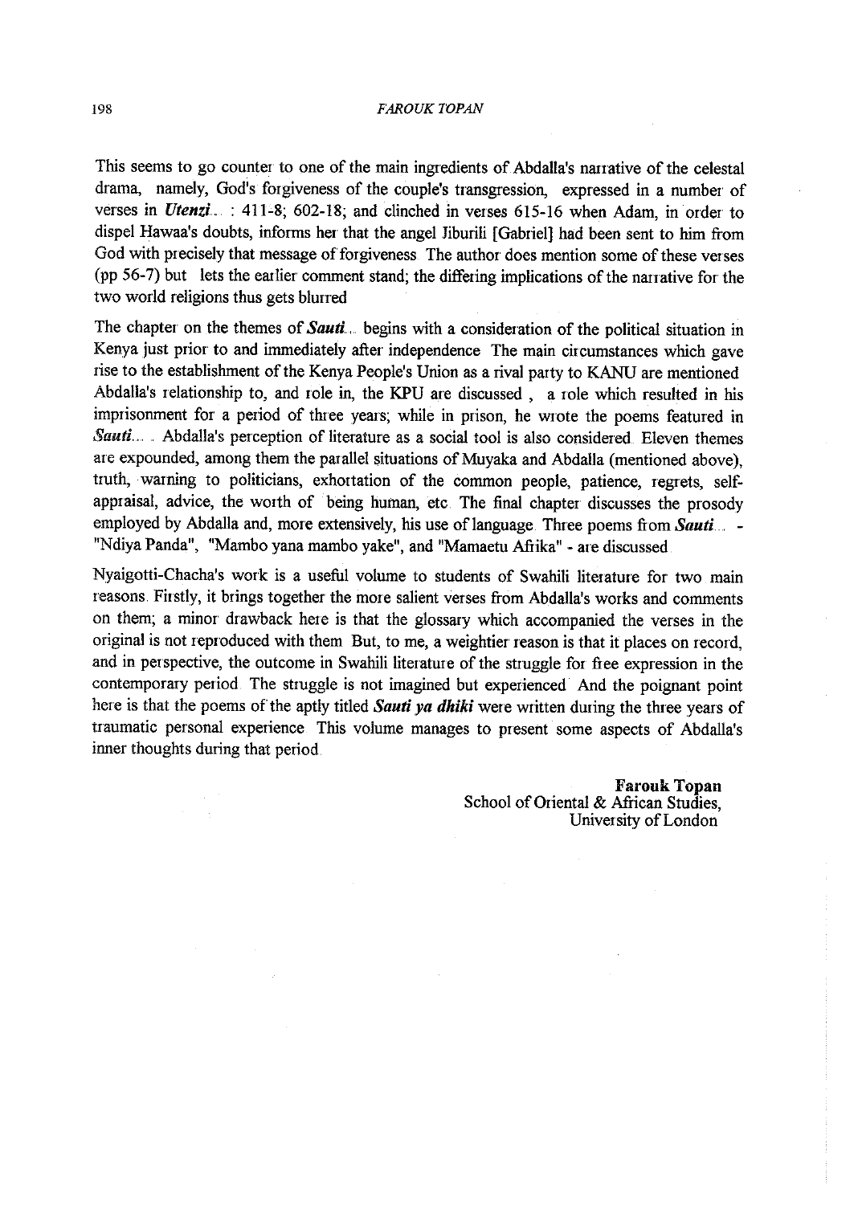This seems to go counter to one of the main ingredients of Abdalla's narrative of the celestal drama, namely, God's forgiveness of the couple's transgression, expressed in a number of verses in ***Utenzi...*** : 411-8; 602-18; and clinched in verses 615-16 when Adam, in order to dispel Hawaa's doubts, informs her that the angel Jiburili [Gabriel] had been sent to him from God with precisely that message of forgiveness The author does mention some of these verses (pp 56-7) but lets the earlier comment stand; the differing implications of the narrative for the two world religions thus gets blurred

The chapter on the themes of ***Sauti...*** begins with a consideration of the political situation in Kenya just prior to and immediately after independence The main circumstances which gave rise to the establishment of the Kenya People's Union as a rival party to KANU are mentioned Abdalla's relationship to, and role in, the KPU are discussed , a role which resulted in his imprisonment for a period of three years; while in prison, he wrote the poems featured in ***Sauti...*** . Abdalla's perception of literature as a social tool is also considered. Eleven themes are expounded, among them the parallel situations of Muyaka and Abdalla (mentioned above), truth, warning to politicians, exhortation of the common people, patience, regrets, self-appraisal, advice, the worth of being human, etc. The final chapter discusses the prosody employed by Abdalla and, more extensively, his use of language. Three poems from ***Sauti...*** - "Ndiya Panda", "Mambo yana mambo yake", and "Mamaetu Afrika" - are discussed

Nyaigotti-Chacha's work is a useful volume to students of Swahili literature for two main reasons. Firstly, it brings together the more salient verses from Abdalla's works and comments on them; a minor drawback here is that the glossary which accompanied the verses in the original is not reproduced with them But, to me, a weightier reason is that it places on record, and in perspective, the outcome in Swahili literature of the struggle for free expression in the contemporary period The struggle is not imagined but experienced And the poignant point here is that the poems of the aptly titled ***Sauti ya dhiki*** were written during the three years of traumatic personal experience This volume manages to present some aspects of Abdalla's inner thoughts during that period

**Farouk Topan**
School of Oriental & African Studies,
University of London